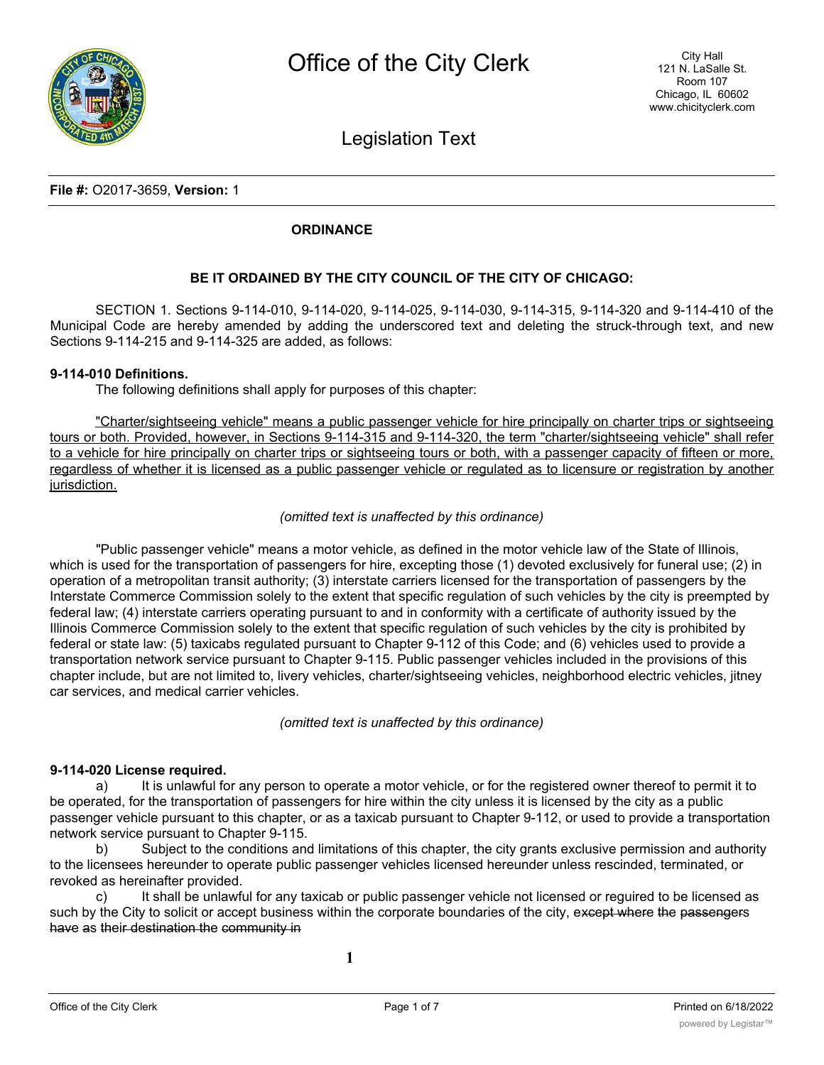# Office of the City Clerk

City Hall
121 N. LaSalle St.
Room 107
Chicago, IL 60602
www.chicityclerk.com

## Legislation Text

**File #:** O2017-3659, **Version:** 1

**ORDINANCE**

**BE IT ORDAINED BY THE CITY COUNCIL OF THE CITY OF CHICAGO:**

SECTION 1. Sections 9-114-010, 9-114-020, 9-114-025, 9-114-030, 9-114-315, 9-114-320 and 9-114-410 of the Municipal Code are hereby amended by adding the underscored text and deleting the struck-through text, and new Sections 9-114-215 and 9-114-325 are added, as follows:

**9-114-010 Definitions.**

The following definitions shall apply for purposes of this chapter:

<u>"Charter/sightseeing vehicle" means a public passenger vehicle for hire principally on charter trips or sightseeing tours or both. Provided, however, in Sections 9-114-315 and 9-114-320, the term "charter/sightseeing vehicle" shall refer to a vehicle for hire principally on charter trips or sightseeing tours or both, with a passenger capacity of fifteen or more, regardless of whether it is licensed as a public passenger vehicle or regulated as to licensure or registration by another jurisdiction.</u>

*(omitted text is unaffected by this ordinance)*

"Public passenger vehicle" means a motor vehicle, as defined in the motor vehicle law of the State of Illinois, which is used for the transportation of passengers for hire, excepting those (1) devoted exclusively for funeral use; (2) in operation of a metropolitan transit authority; (3) interstate carriers licensed for the transportation of passengers by the Interstate Commerce Commission solely to the extent that specific regulation of such vehicles by the city is preempted by federal law; (4) interstate carriers operating pursuant to and in conformity with a certificate of authority issued by the Illinois Commerce Commission solely to the extent that specific regulation of such vehicles by the city is prohibited by federal or state law: (5) taxicabs regulated pursuant to Chapter 9-112 of this Code; and (6) vehicles used to provide a transportation network service pursuant to Chapter 9-115. Public passenger vehicles included in the provisions of this chapter include, but are not limited to, livery vehicles, charter/sightseeing vehicles, neighborhood electric vehicles, jitney car services, and medical carrier vehicles.

*(omitted text is unaffected by this ordinance)*

**9-114-020 License required.**

a) It is unlawful for any person to operate a motor vehicle, or for the registered owner thereof to permit it to be operated, for the transportation of passengers for hire within the city unless it is licensed by the city as a public passenger vehicle pursuant to this chapter, or as a taxicab pursuant to Chapter 9-112, or used to provide a transportation network service pursuant to Chapter 9-115.

b) Subject to the conditions and limitations of this chapter, the city grants exclusive permission and authority to the licensees hereunder to operate public passenger vehicles licensed hereunder unless rescinded, terminated, or revoked as hereinafter provided.

c) It shall be unlawful for any taxicab or public passenger vehicle not licensed or required to be licensed as such by the City to solicit or accept business within the corporate boundaries of the city, ~~except where the passengers have as their destination the community in~~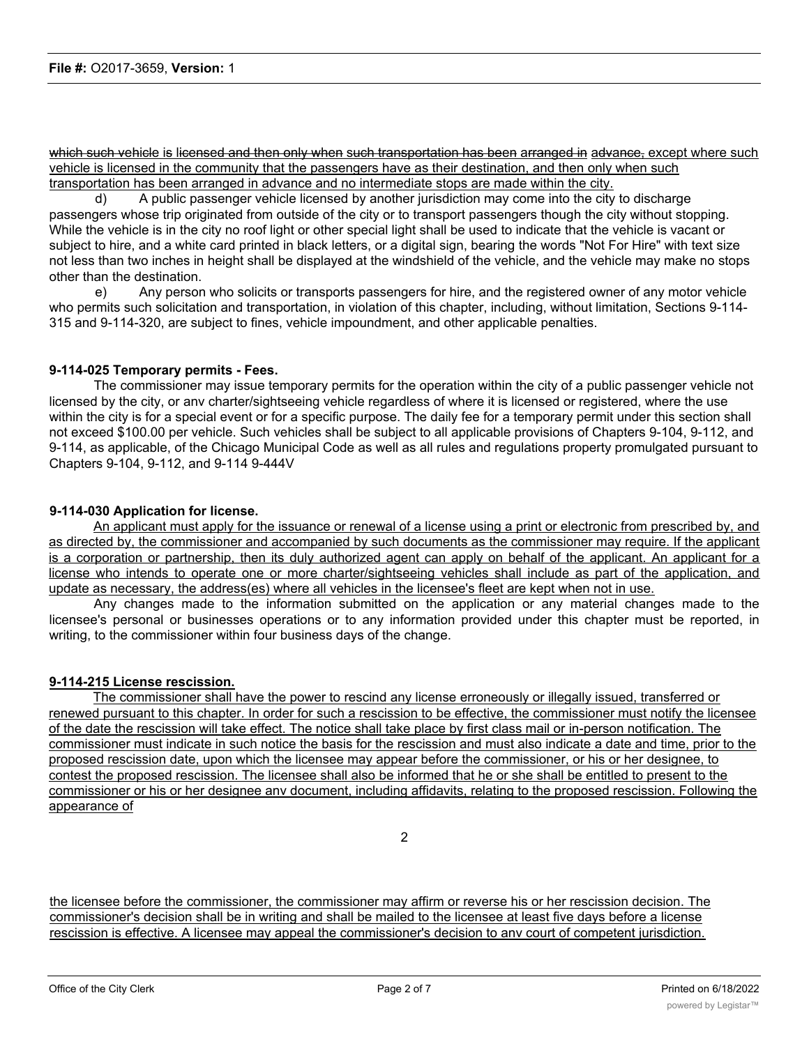~~which such vehicle~~ is ~~licensed and then only when~~ ~~such transportation has been~~ ~~arranged in~~ <u>advance,</u> ~~advance,~~ <u>except where such vehicle is licensed in the community that the passengers have as their destination, and then only when such transportation has been arranged in advance and no intermediate stops are made within the city.</u>

d) A public passenger vehicle licensed by another jurisdiction may come into the city to discharge passengers whose trip originated from outside of the city or to transport passengers though the city without stopping. While the vehicle is in the city no roof light or other special light shall be used to indicate that the vehicle is vacant or subject to hire, and a white card printed in black letters, or a digital sign, bearing the words "Not For Hire" with text size not less than two inches in height shall be displayed at the windshield of the vehicle, and the vehicle may make no stops other than the destination.

e) Any person who solicits or transports passengers for hire, and the registered owner of any motor vehicle who permits such solicitation and transportation, in violation of this chapter, including, without limitation, Sections 9-114-315 and 9-114-320, are subject to fines, vehicle impoundment, and other applicable penalties.

**9-114-025 Temporary permits - Fees.**

The commissioner may issue temporary permits for the operation within the city of a public passenger vehicle not licensed by the city, or anv charter/sightseeing vehicle regardless of where it is licensed or registered, where the use within the city is for a special event or for a specific purpose. The daily fee for a temporary permit under this section shall not exceed $100.00 per vehicle. Such vehicles shall be subject to all applicable provisions of Chapters 9-104, 9-112, and 9-114, as applicable, of the Chicago Municipal Code as well as all rules and regulations property promulgated pursuant to Chapters 9-104, 9-112, and 9-114 9-444V

**9-114-030 Application for license.**

<u>An applicant must apply for the issuance or renewal of a license using a print or electronic from prescribed by, and as directed by, the commissioner and accompanied by such documents as the commissioner may require. If the applicant is a corporation or partnership, then its duly authorized agent can apply on behalf of the applicant. An applicant for a license who intends to operate one or more charter/sightseeing vehicles shall include as part of the application, and update as necessary, the address(es) where all vehicles in the licensee's fleet are kept when not in use.</u>

Any changes made to the information submitted on the application or any material changes made to the licensee's personal or businesses operations or to any information provided under this chapter must be reported, in writing, to the commissioner within four business days of the change.

**<u>9-114-215 License rescission.</u>**

<u>The commissioner shall have the power to rescind any license erroneously or illegally issued, transferred or renewed pursuant to this chapter. In order for such a rescission to be effective, the commissioner must notify the licensee of the date the rescission will take effect. The notice shall take place by first class mail or in-person notification. The commissioner must indicate in such notice the basis for the rescission and must also indicate a date and time, prior to the proposed rescission date, upon which the licensee may appear before the commissioner, or his or her designee, to contest the proposed rescission. The licensee shall also be informed that he or she shall be entitled to present to the commissioner or his or her designee anv document, including affidavits, relating to the proposed rescission. Following the appearance of the licensee before the commissioner, the commissioner may affirm or reverse his or her rescission decision. The commissioner's decision shall be in writing and shall be mailed to the licensee at least five days before a license rescission is effective. A licensee may appeal the commissioner's decision to anv court of competent jurisdiction.</u>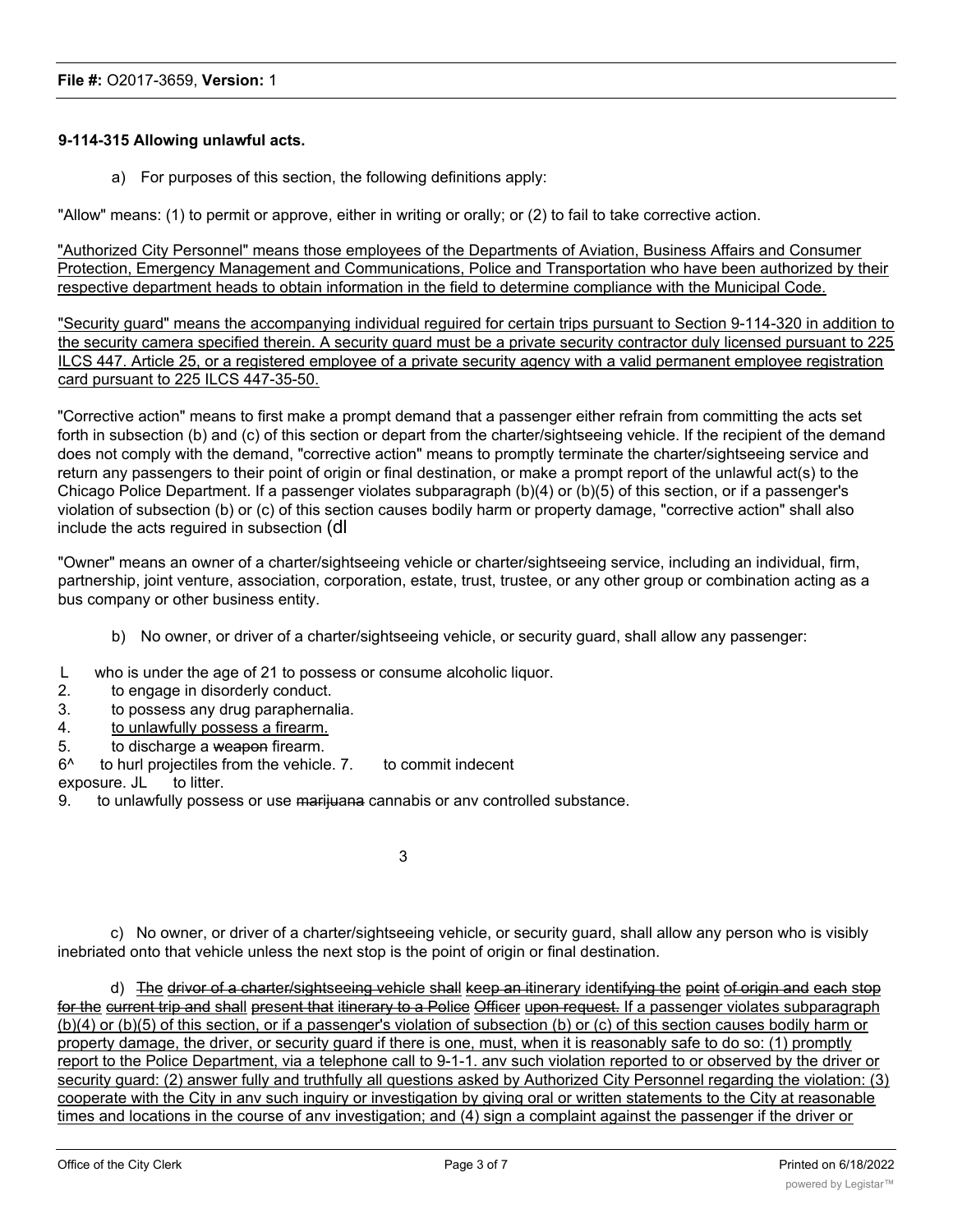**9-114-315 Allowing unlawful acts.**

a) For purposes of this section, the following definitions apply:

"Allow" means: (1) to permit or approve, either in writing or orally; or (2) to fail to take corrective action.

"Authorized City Personnel" means those employees of the Departments of Aviation, Business Affairs and Consumer Protection, Emergency Management and Communications, Police and Transportation who have been authorized by their respective department heads to obtain information in the field to determine compliance with the Municipal Code.

"Security guard" means the accompanying individual required for certain trips pursuant to Section 9-114-320 in addition to the security camera specified therein. A security guard must be a private security contractor duly licensed pursuant to 225 ILCS 447. Article 25, or a registered employee of a private security agency with a valid permanent employee registration card pursuant to 225 ILCS 447-35-50.

"Corrective action" means to first make a prompt demand that a passenger either refrain from committing the acts set forth in subsection (b) and (c) of this section or depart from the charter/sightseeing vehicle. If the recipient of the demand does not comply with the demand, "corrective action" means to promptly terminate the charter/sightseeing service and return any passengers to their point of origin or final destination, or make a prompt report of the unlawful act(s) to the Chicago Police Department. If a passenger violates subparagraph (b)(4) or (b)(5) of this section, or if a passenger's violation of subsection (b) or (c) of this section causes bodily harm or property damage, "corrective action" shall also include the acts required in subsection (d)

"Owner" means an owner of a charter/sightseeing vehicle or charter/sightseeing service, including an individual, firm, partnership, joint venture, association, corporation, estate, trust, trustee, or any other group or combination acting as a bus company or other business entity.

b) No owner, or driver of a charter/sightseeing vehicle, or security guard, shall allow any passenger:

1. who is under the age of 21 to possess or consume alcoholic liquor.
2. to engage in disorderly conduct.
3. to possess any drug paraphernalia.
4. to unlawfully possess a firearm.
5. to discharge a ~~weapon~~ firearm.
6. to hurl projectiles from the vehicle.
7. to commit indecent exposure.
8. to litter.
9. to unlawfully possess or use ~~marijuana~~ cannabis or any controlled substance.

c) No owner, or driver of a charter/sightseeing vehicle, or security guard, shall allow any person who is visibly inebriated onto that vehicle unless the next stop is the point of origin or final destination.

d) ~~The driver of a charter/sightseeing vehicle shall keep an itinerary identifying the point of origin and each stop for the current trip and shall present that itinerary to a Police Officer upon request.~~ If a passenger violates subparagraph (b)(4) or (b)(5) of this section, or if a passenger's violation of subsection (b) or (c) of this section causes bodily harm or property damage, the driver, or security guard if there is one, must, when it is reasonably safe to do so: (1) promptly report to the Police Department, via a telephone call to 9-1-1. any such violation reported to or observed by the driver or security guard: (2) answer fully and truthfully all questions asked by Authorized City Personnel regarding the violation: (3) cooperate with the City in any such inquiry or investigation by giving oral or written statements to the City at reasonable times and locations in the course of any investigation; and (4) sign a complaint against the passenger if the driver or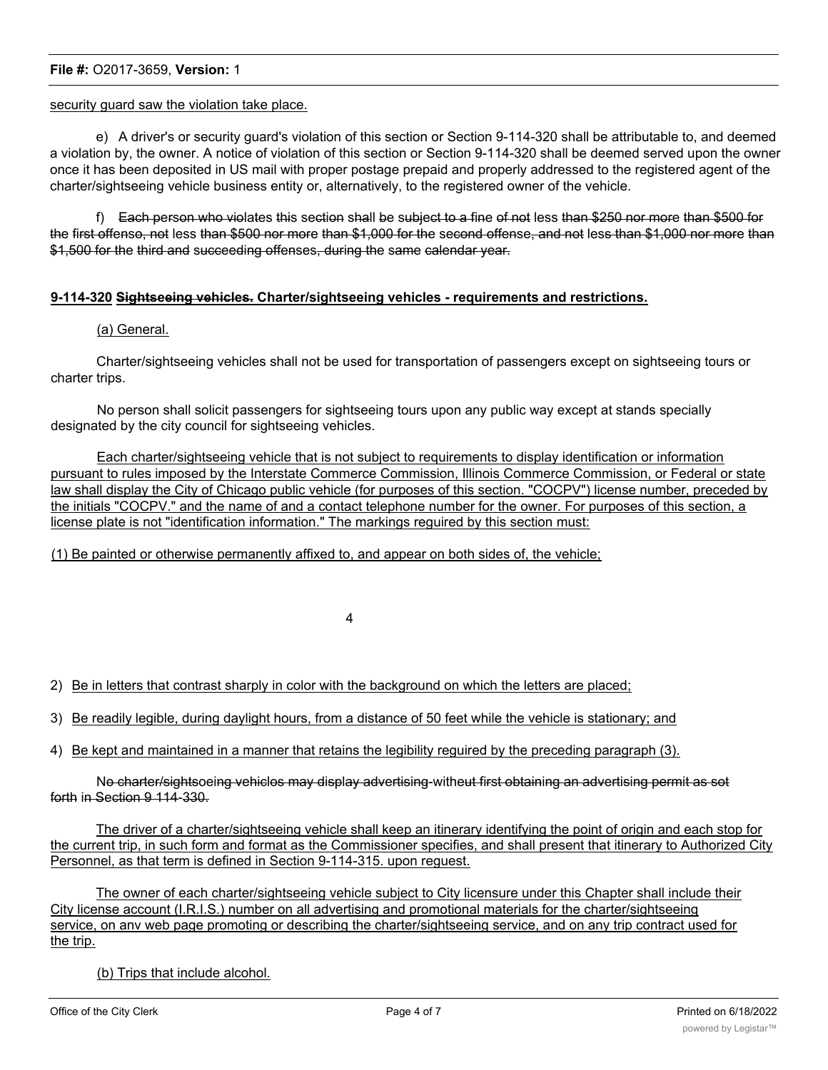security guard saw the violation take place.

e) A driver's or security guard's violation of this section or Section 9-114-320 shall be attributable to, and deemed a violation by, the owner. A notice of violation of this section or Section 9-114-320 shall be deemed served upon the owner once it has been deposited in US mail with proper postage prepaid and properly addressed to the registered agent of the charter/sightseeing vehicle business entity or, alternatively, to the registered owner of the vehicle.

f) ~~Each person who violates this section shall be subject to a fine of not less than $250 nor more than $500 for the first offense, not less than $500 nor more than $1,000 for the second offense, and not less than $1,000 nor more than $1,500 for the third and succeeding offenses, during the same calendar year.~~

**9-114-320 ~~Sightseeing vehicles.~~ Charter/sightseeing vehicles - requirements and restrictions.**

(a) General.

Charter/sightseeing vehicles shall not be used for transportation of passengers except on sightseeing tours or charter trips.

No person shall solicit passengers for sightseeing tours upon any public way except at stands specially designated by the city council for sightseeing vehicles.

Each charter/sightseeing vehicle that is not subject to requirements to display identification or information pursuant to rules imposed by the Interstate Commerce Commission, Illinois Commerce Commission, or Federal or state law shall display the City of Chicago public vehicle (for purposes of this section. "COCPV") license number, preceded by the initials "COCPV." and the name of and a contact telephone number for the owner. For purposes of this section, a license plate is not "identification information." The markings reguired by this section must:

(1) Be painted or otherwise permanently affixed to, and appear on both sides of, the vehicle;

2) Be in letters that contrast sharply in color with the background on which the letters are placed;

3) Be readily legible, during daylight hours, from a distance of 50 feet while the vehicle is stationary; and

4) Be kept and maintained in a manner that retains the legibility reguired by the preceding paragraph (3).

No ~~charter/sightsoeing vehiclos may display advertising without first obtaining an advertising permit as sot forth~~ in ~~Section 9 114-330.~~

The driver of a charter/sightseeing vehicle shall keep an itinerary identifying the point of origin and each stop for the current trip, in such form and format as the Commissioner specifies, and shall present that itinerary to Authorized City Personnel, as that term is defined in Section 9-114-315. upon reguest.

The owner of each charter/sightseeing vehicle subject to City licensure under this Chapter shall include their City license account (I.R.I.S.) number on all advertising and promotional materials for the charter/sightseeing service, on anv web page promoting or describing the charter/sightseeing service, and on any trip contract used for the trip.

(b) Trips that include alcohol.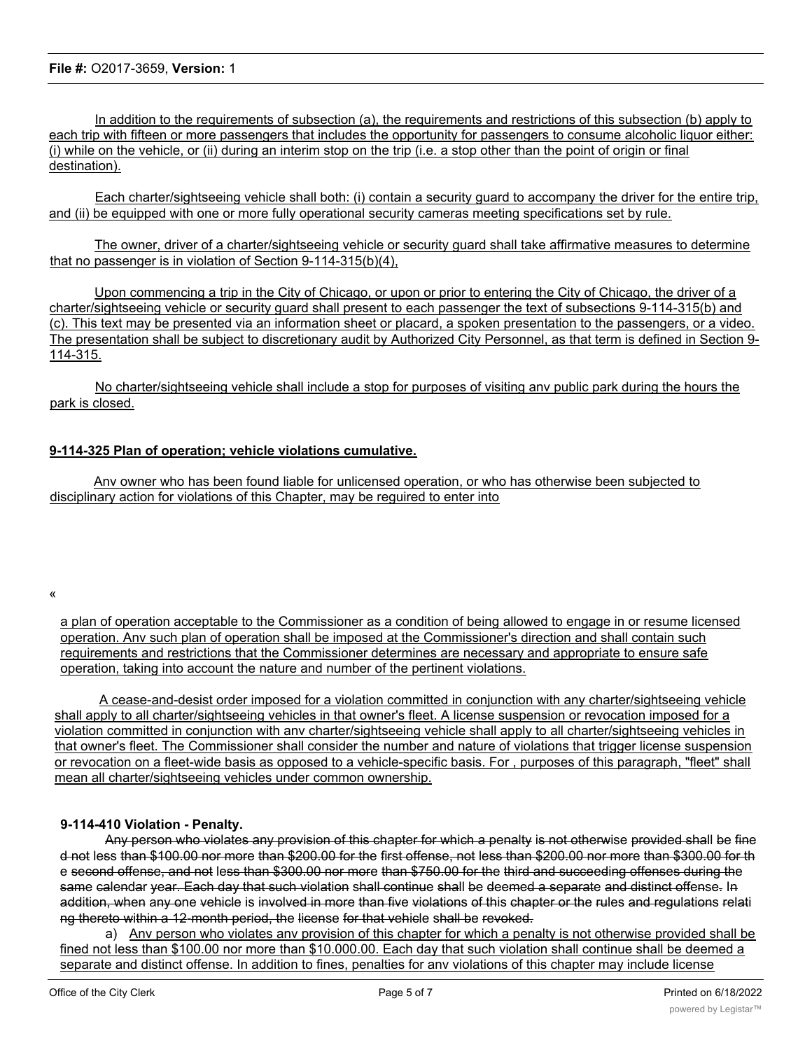In addition to the requirements of subsection (a), the requirements and restrictions of this subsection (b) apply to each trip with fifteen or more passengers that includes the opportunity for passengers to consume alcoholic liquor either: (i) while on the vehicle, or (ii) during an interim stop on the trip (i.e. a stop other than the point of origin or final destination).

Each charter/sightseeing vehicle shall both: (i) contain a security guard to accompany the driver for the entire trip, and (ii) be equipped with one or more fully operational security cameras meeting specifications set by rule.

The owner, driver of a charter/sightseeing vehicle or security guard shall take affirmative measures to determine that no passenger is in violation of Section 9-114-315(b)(4),

Upon commencing a trip in the City of Chicago, or upon or prior to entering the City of Chicago, the driver of a charter/sightseeing vehicle or security guard shall present to each passenger the text of subsections 9-114-315(b) and (c). This text may be presented via an information sheet or placard, a spoken presentation to the passengers, or a video. The presentation shall be subject to discretionary audit by Authorized City Personnel, as that term is defined in Section 9-114-315.

No charter/sightseeing vehicle shall include a stop for purposes of visiting anv public park during the hours the park is closed.

**9-114-325 Plan of operation; vehicle violations cumulative.**

Anv owner who has been found liable for unlicensed operation, or who has otherwise been subjected to disciplinary action for violations of this Chapter, may be reguired to enter into

«

a plan of operation acceptable to the Commissioner as a condition of being allowed to engage in or resume licensed operation. Anv such plan of operation shall be imposed at the Commissioner's direction and shall contain such reguirements and restrictions that the Commissioner determines are necessary and appropriate to ensure safe operation, taking into account the nature and number of the pertinent violations.

A cease-and-desist order imposed for a violation committed in conjunction with any charter/sightseeing vehicle shall apply to all charter/sightseeing vehicles in that owner's fleet. A license suspension or revocation imposed for a violation committed in conjunction with anv charter/sightseeing vehicle shall apply to all charter/sightseeing vehicles in that owner's fleet. The Commissioner shall consider the number and nature of violations that trigger license suspension or revocation on a fleet-wide basis as opposed to a vehicle-specific basis. For , purposes of this paragraph, "fleet" shall mean all charter/sightseeing vehicles under common ownership.

**9-114-410 Violation - Penalty.**

~~Any person who violates any provision of this chapter for which a penalty is not otherwise provided shall be fined not less than \$100.00 nor more than \$200.00 for the first offense, not less than \$200.00 nor more than \$300.00 for the second offense, and not less than \$300.00 nor more than \$750.00 for the third and succeeding offenses during the same calendar year. Each day that such violation shall continue shall be deemed a separate and distinct offense. In addition, when any one vehicle is involved in more than five violations of this chapter or the rules and regulations relating thereto within a 12-month period, the license for that vehicle shall be revoked.~~

a) Anv person who violates anv provision of this chapter for which a penalty is not otherwise provided shall be fined not less than \$100.00 nor more than \$10.000.00. Each day that such violation shall continue shall be deemed a separate and distinct offense. In addition to fines, penalties for anv violations of this chapter may include license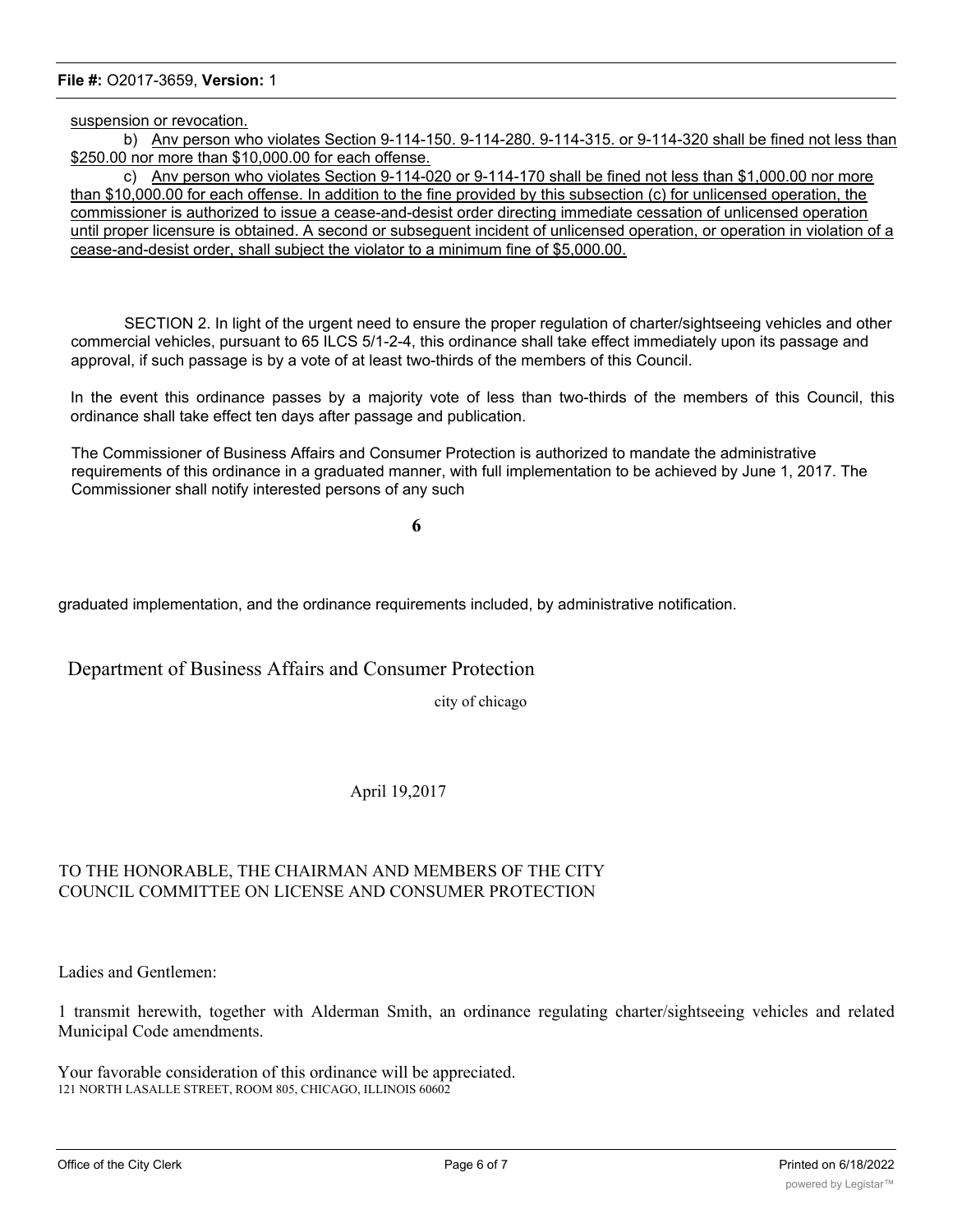suspension or revocation.

b) Anv person who violates Section 9-114-150. 9-114-280. 9-114-315. or 9-114-320 shall be fined not less than $250.00 nor more than $10,000.00 for each offense.

c) Anv person who violates Section 9-114-020 or 9-114-170 shall be fined not less than $1,000.00 nor more than $10,000.00 for each offense. In addition to the fine provided by this subsection (c) for unlicensed operation, the commissioner is authorized to issue a cease-and-desist order directing immediate cessation of unlicensed operation until proper licensure is obtained. A second or subseguent incident of unlicensed operation, or operation in violation of a cease-and-desist order, shall subject the violator to a minimum fine of $5,000.00.

SECTION 2. In light of the urgent need to ensure the proper regulation of charter/sightseeing vehicles and other commercial vehicles, pursuant to 65 ILCS 5/1-2-4, this ordinance shall take effect immediately upon its passage and approval, if such passage is by a vote of at least two-thirds of the members of this Council.

In the event this ordinance passes by a majority vote of less than two-thirds of the members of this Council, this ordinance shall take effect ten days after passage and publication.

The Commissioner of Business Affairs and Consumer Protection is authorized to mandate the administrative requirements of this ordinance in a graduated manner, with full implementation to be achieved by June 1, 2017. The Commissioner shall notify interested persons of any such graduated implementation, and the ordinance requirements included, by administrative notification.

Department of Business Affairs and Consumer Protection

city of chicago

April 19,2017

TO THE HONORABLE, THE CHAIRMAN AND MEMBERS OF THE CITY COUNCIL COMMITTEE ON LICENSE AND CONSUMER PROTECTION

Ladies and Gentlemen:

1 transmit herewith, together with Alderman Smith, an ordinance regulating charter/sightseeing vehicles and related Municipal Code amendments.

Your favorable consideration of this ordinance will be appreciated.

121 NORTH LASALLE STREET, ROOM 805, CHICAGO, ILLINOIS 60602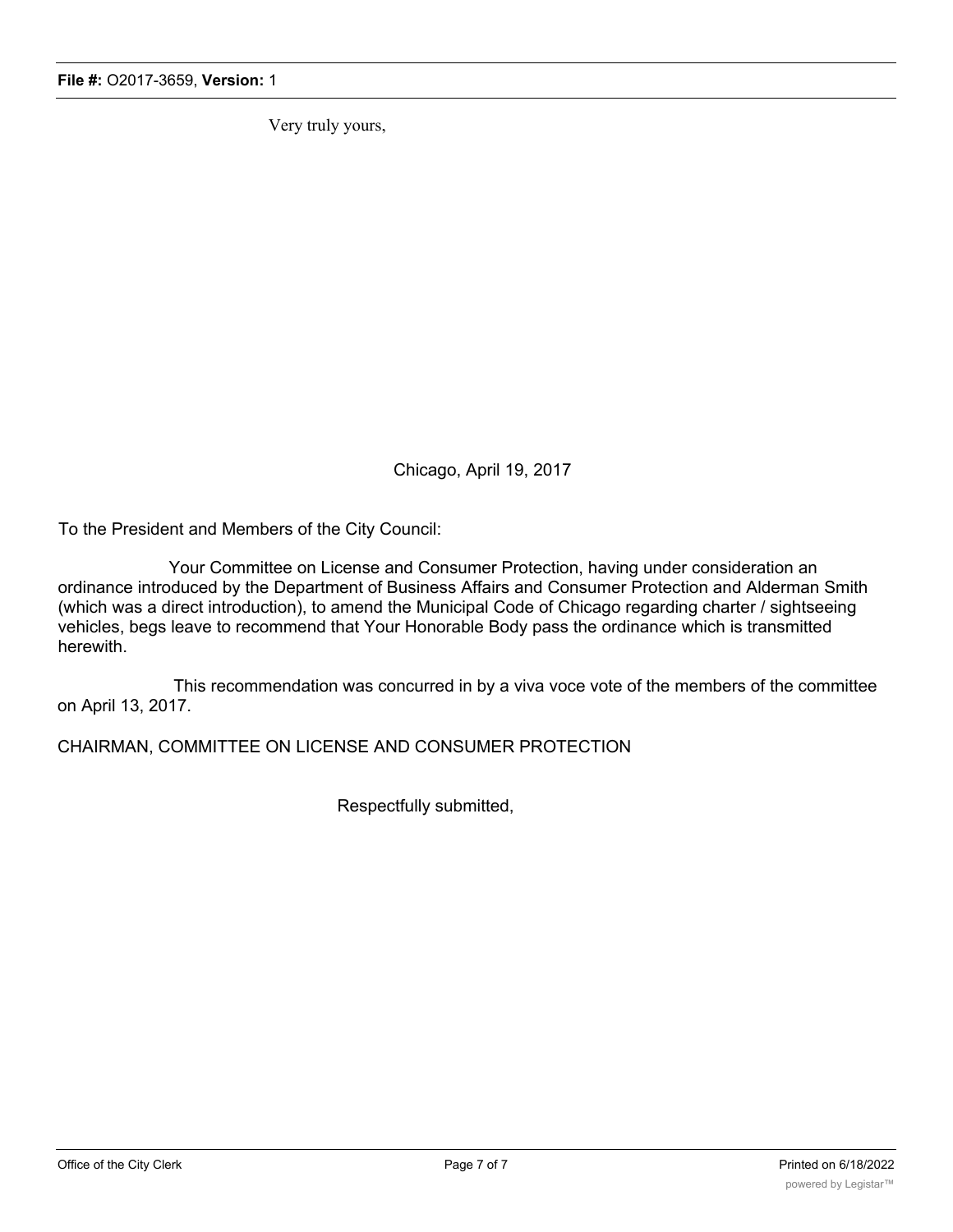Very truly yours,

Chicago, April 19, 2017

To the President and Members of the City Council:

Your Committee on License and Consumer Protection, having under consideration an ordinance introduced by the Department of Business Affairs and Consumer Protection and Alderman Smith (which was a direct introduction), to amend the Municipal Code of Chicago regarding charter / sightseeing vehicles, begs leave to recommend that Your Honorable Body pass the ordinance which is transmitted herewith.

This recommendation was concurred in by a viva voce vote of the members of the committee on April 13, 2017.

CHAIRMAN, COMMITTEE ON LICENSE AND CONSUMER PROTECTION

Respectfully submitted,